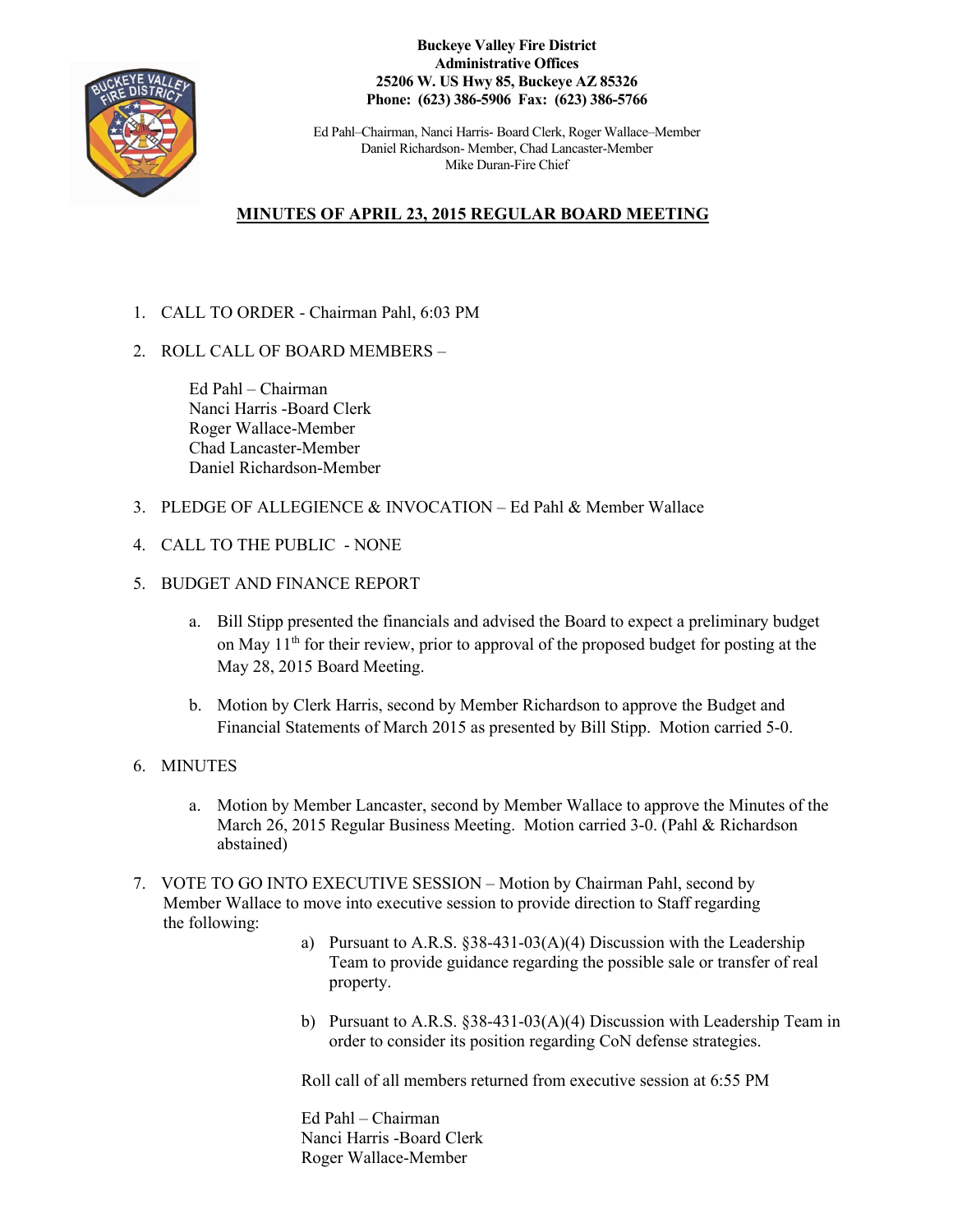**Buckeye Valley Fire District**
**Administrative Offices**
**25206 W. US Hwy 85, Buckeye AZ 85326**
**Phone: (623) 386-5906 Fax: (623) 386-5766**

Ed Pahl–Chairman, Nanci Harris- Board Clerk, Roger Wallace–Member
Daniel Richardson- Member, Chad Lancaster-Member
Mike Duran-Fire Chief

## MINUTES OF APRIL 23, 2015 REGULAR BOARD MEETING

1. CALL TO ORDER - Chairman Pahl, 6:03 PM

2. ROLL CALL OF BOARD MEMBERS –

   Ed Pahl – Chairman
   Nanci Harris -Board Clerk
   Roger Wallace-Member
   Chad Lancaster-Member
   Daniel Richardson-Member

3. PLEDGE OF ALLEGIENCE & INVOCATION – Ed Pahl & Member Wallace

4. CALL TO THE PUBLIC - NONE

5. BUDGET AND FINANCE REPORT

   a. Bill Stipp presented the financials and advised the Board to expect a preliminary budget on May 11th for their review, prior to approval of the proposed budget for posting at the May 28, 2015 Board Meeting.

   b. Motion by Clerk Harris, second by Member Richardson to approve the Budget and Financial Statements of March 2015 as presented by Bill Stipp. Motion carried 5-0.

6. MINUTES

   a. Motion by Member Lancaster, second by Member Wallace to approve the Minutes of the March 26, 2015 Regular Business Meeting. Motion carried 3-0. (Pahl & Richardson abstained)

7. VOTE TO GO INTO EXECUTIVE SESSION – Motion by Chairman Pahl, second by Member Wallace to move into executive session to provide direction to Staff regarding the following:

   a) Pursuant to A.R.S. §38-431-03(A)(4) Discussion with the Leadership Team to provide guidance regarding the possible sale or transfer of real property.

   b) Pursuant to A.R.S. §38-431-03(A)(4) Discussion with Leadership Team in order to consider its position regarding CoN defense strategies.

   Roll call of all members returned from executive session at 6:55 PM

   Ed Pahl – Chairman
   Nanci Harris -Board Clerk
   Roger Wallace-Member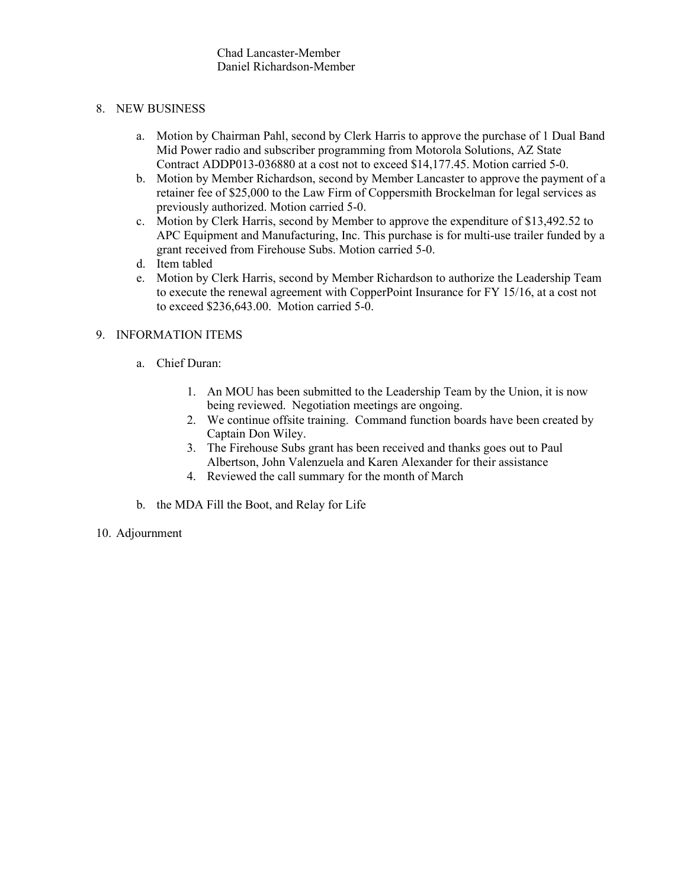Chad Lancaster-Member
Daniel Richardson-Member

8. NEW BUSINESS

   a. Motion by Chairman Pahl, second by Clerk Harris to approve the purchase of 1 Dual Band Mid Power radio and subscriber programming from Motorola Solutions, AZ State Contract ADDP013-036880 at a cost not to exceed $14,177.45. Motion carried 5-0.
   b. Motion by Member Richardson, second by Member Lancaster to approve the payment of a retainer fee of $25,000 to the Law Firm of Coppersmith Brockelman for legal services as previously authorized. Motion carried 5-0.
   c. Motion by Clerk Harris, second by Member to approve the expenditure of $13,492.52 to APC Equipment and Manufacturing, Inc. This purchase is for multi-use trailer funded by a grant received from Firehouse Subs. Motion carried 5-0.
   d. Item tabled
   e. Motion by Clerk Harris, second by Member Richardson to authorize the Leadership Team to execute the renewal agreement with CopperPoint Insurance for FY 15/16, at a cost not to exceed $236,643.00. Motion carried 5-0.

9. INFORMATION ITEMS

   a. Chief Duran:

      1. An MOU has been submitted to the Leadership Team by the Union, it is now being reviewed. Negotiation meetings are ongoing.
      2. We continue offsite training. Command function boards have been created by Captain Don Wiley.
      3. The Firehouse Subs grant has been received and thanks goes out to Paul Albertson, John Valenzuela and Karen Alexander for their assistance
      4. Reviewed the call summary for the month of March

   b. the MDA Fill the Boot, and Relay for Life

10. Adjournment